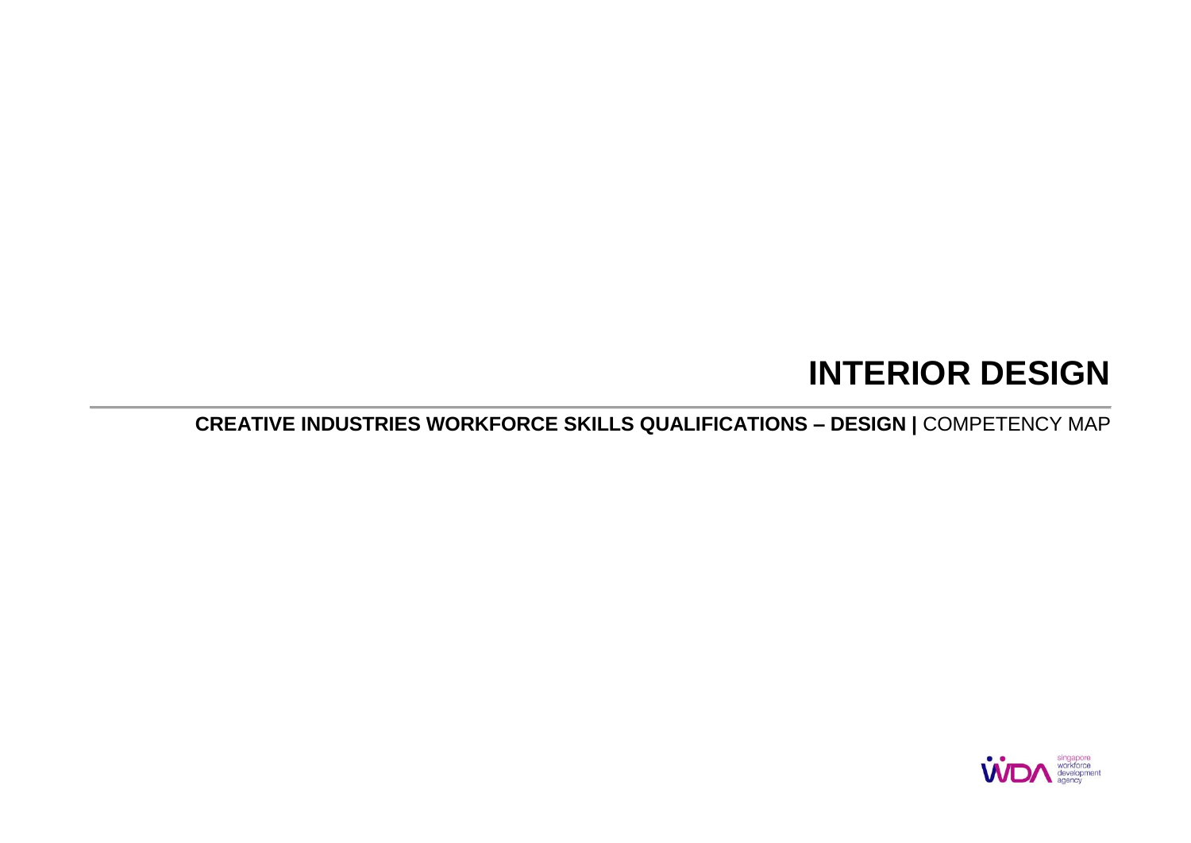# INTERIOR DESIGN

**CREATIVE INDUSTRIES WORKFORCE SKILLS QUALIFICATIONS – DESIGN |** COMPETENCY MAP

WDA singapore workforce development agency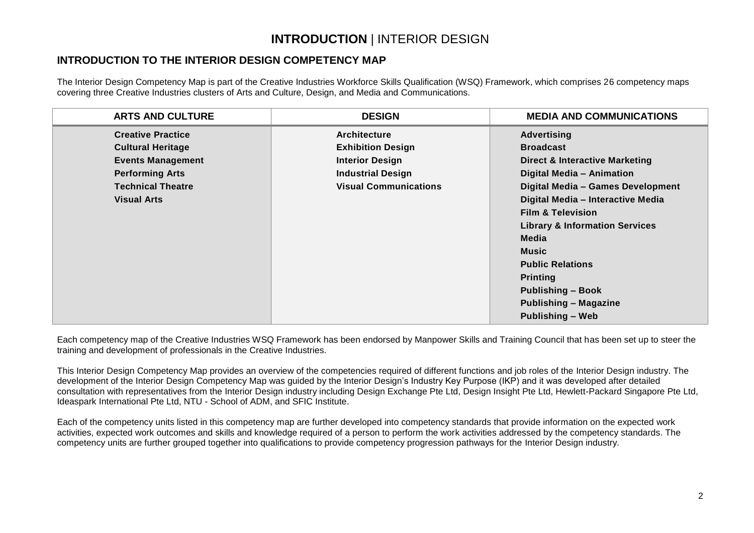# **INTRODUCTION** | INTERIOR DESIGN

## INTRODUCTION TO THE INTERIOR DESIGN COMPETENCY MAP

The Interior Design Competency Map is part of the Creative Industries Workforce Skills Qualification (WSQ) Framework, which comprises 26 competency maps covering three Creative Industries clusters of Arts and Culture, Design, and Media and Communications.

| ARTS AND CULTURE | DESIGN | MEDIA AND COMMUNICATIONS |
|---|---|---|
| **Creative Practice** | **Architecture** | **Advertising** |
| **Cultural Heritage** | **Exhibition Design** | **Broadcast** |
| **Events Management** | **Interior Design** | **Direct & Interactive Marketing** |
| **Performing Arts** | **Industrial Design** | **Digital Media – Animation** |
| **Technical Theatre** | **Visual Communications** | **Digital Media – Games Development** |
| **Visual Arts** | | **Digital Media – Interactive Media** |
| | | **Film & Television** |
| | | **Library & Information Services** |
| | | **Media** |
| | | **Music** |
| | | **Public Relations** |
| | | **Printing** |
| | | **Publishing – Book** |
| | | **Publishing – Magazine** |
| | | **Publishing – Web** |

Each competency map of the Creative Industries WSQ Framework has been endorsed by Manpower Skills and Training Council that has been set up to steer the training and development of professionals in the Creative Industries.

This Interior Design Competency Map provides an overview of the competencies required of different functions and job roles of the Interior Design industry. The development of the Interior Design Competency Map was guided by the Interior Design's Industry Key Purpose (IKP) and it was developed after detailed consultation with representatives from the Interior Design industry including Design Exchange Pte Ltd, Design Insight Pte Ltd, Hewlett-Packard Singapore Pte Ltd, Ideaspark International Pte Ltd, NTU - School of ADM, and SFIC Institute.

Each of the competency units listed in this competency map are further developed into competency standards that provide information on the expected work activities, expected work outcomes and skills and knowledge required of a person to perform the work activities addressed by the competency standards. The competency units are further grouped together into qualifications to provide competency progression pathways for the Interior Design industry.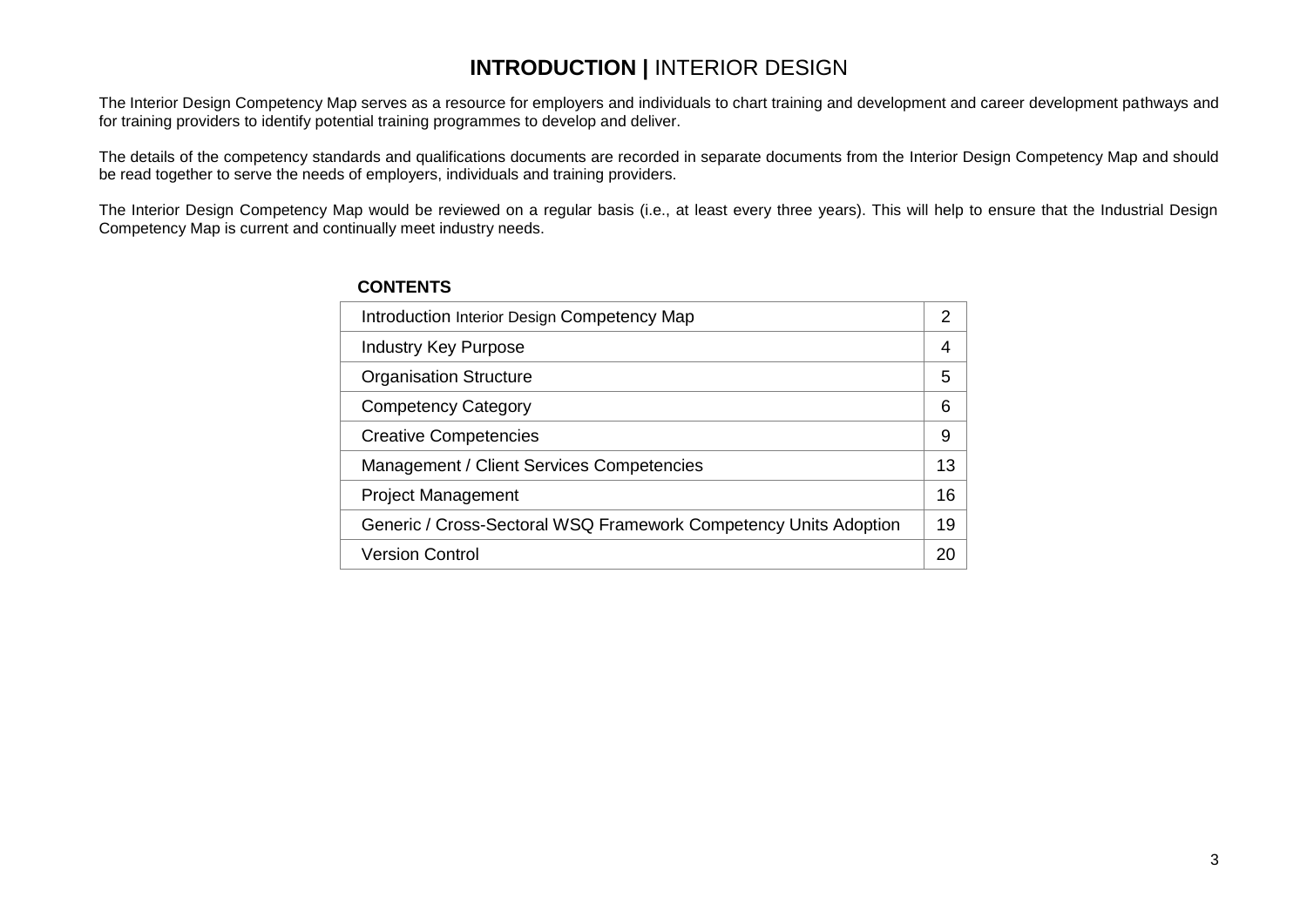# **INTRODUCTION |** INTERIOR DESIGN

The Interior Design Competency Map serves as a resource for employers and individuals to chart training and development and career development pathways and for training providers to identify potential training programmes to develop and deliver.

The details of the competency standards and qualifications documents are recorded in separate documents from the Interior Design Competency Map and should be read together to serve the needs of employers, individuals and training providers.

The Interior Design Competency Map would be reviewed on a regular basis (i.e., at least every three years). This will help to ensure that the Industrial Design Competency Map is current and continually meet industry needs.

**CONTENTS**

| | |
|---|---|
| Introduction Interior Design Competency Map | 2 |
| Industry Key Purpose | 4 |
| Organisation Structure | 5 |
| Competency Category | 6 |
| Creative Competencies | 9 |
| Management / Client Services Competencies | 13 |
| Project Management | 16 |
| Generic / Cross-Sectoral WSQ Framework Competency Units Adoption | 19 |
| Version Control | 20 |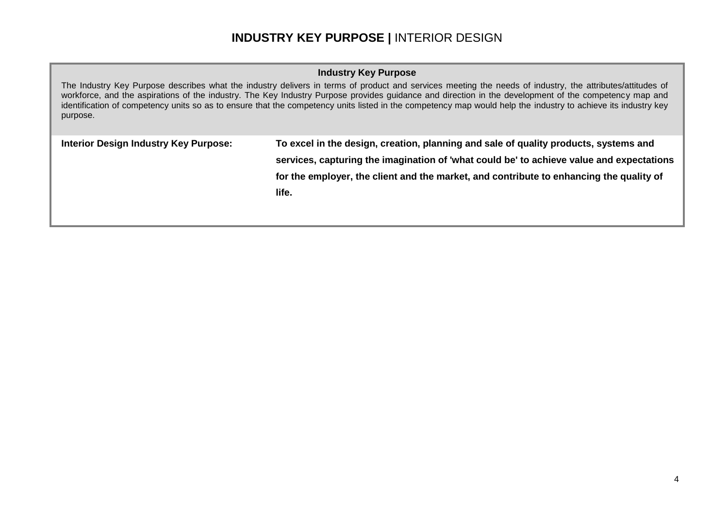# **INDUSTRY KEY PURPOSE |** INTERIOR DESIGN

**Industry Key Purpose**

The Industry Key Purpose describes what the industry delivers in terms of product and services meeting the needs of industry, the attributes/attitudes of workforce, and the aspirations of the industry. The Key Industry Purpose provides guidance and direction in the development of the competency map and identification of competency units so as to ensure that the competency units listed in the competency map would help the industry to achieve its industry key purpose.

| | |
|---|---|
| **Interior Design Industry Key Purpose:** | **To excel in the design, creation, planning and sale of quality products, systems and services, capturing the imagination of 'what could be' to achieve value and expectations for the employer, the client and the market, and contribute to enhancing the quality of life.** |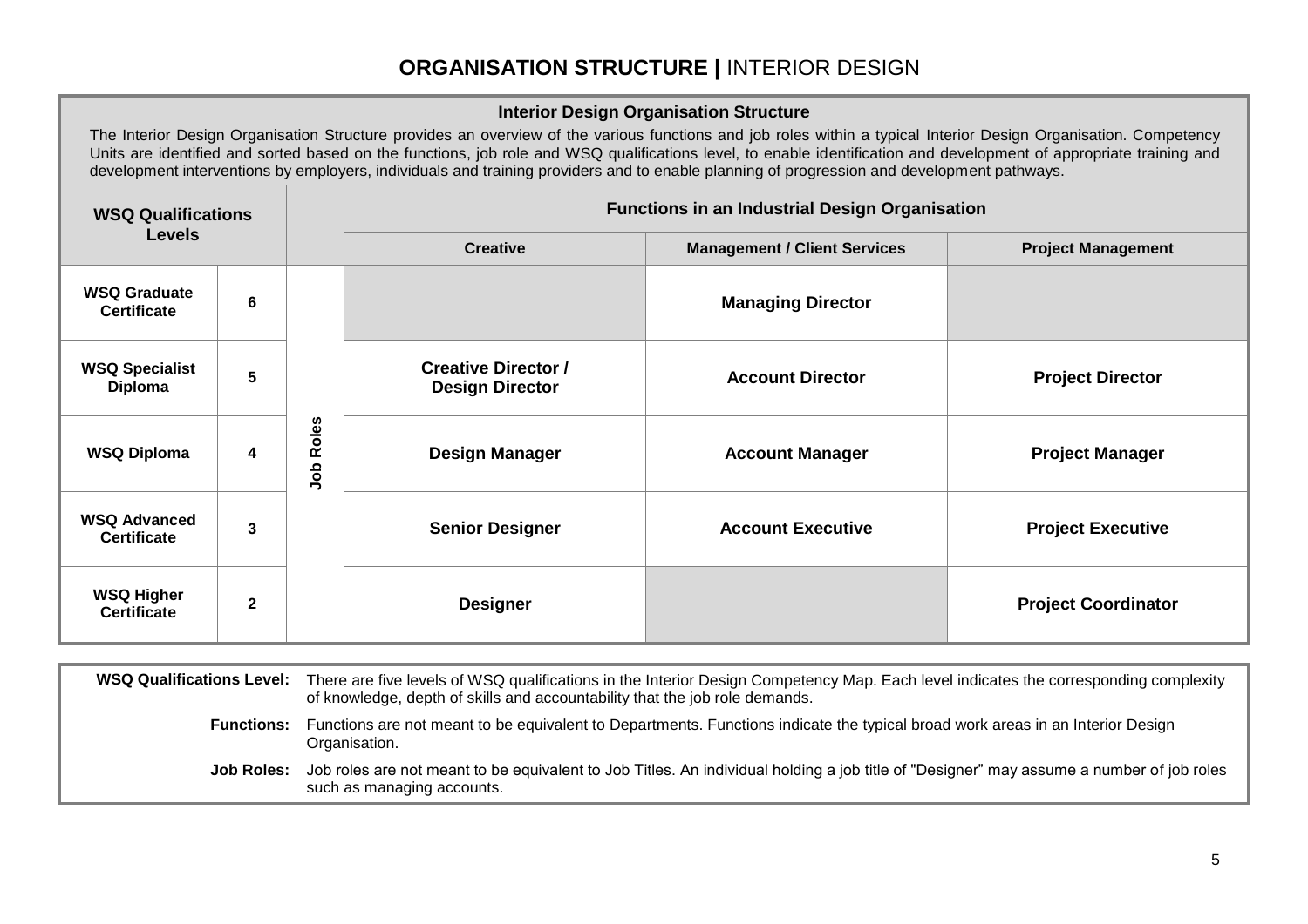# **ORGANISATION STRUCTURE |** INTERIOR DESIGN

**Interior Design Organisation Structure**

The Interior Design Organisation Structure provides an overview of the various functions and job roles within a typical Interior Design Organisation. Competency Units are identified and sorted based on the functions, job role and WSQ qualifications level, to enable identification and development of appropriate training and development interventions by employers, individuals and training providers and to enable planning of progression and development pathways.

| WSQ Qualifications Levels | | | Functions in an Industrial Design Organisation | | |
|---|---|---|---|---|---|
| | | | **Creative** | **Management / Client Services** | **Project Management** |
| **WSQ Graduate Certificate** | **6** | **Job Roles** | | **Managing Director** | |
| **WSQ Specialist Diploma** | **5** | | **Creative Director / Design Director** | **Account Director** | **Project Director** |
| **WSQ Diploma** | **4** | | **Design Manager** | **Account Manager** | **Project Manager** |
| **WSQ Advanced Certificate** | **3** | | **Senior Designer** | **Account Executive** | **Project Executive** |
| **WSQ Higher Certificate** | **2** | | **Designer** | | **Project Coordinator** |

**WSQ Qualifications Level:** There are five levels of WSQ qualifications in the Interior Design Competency Map. Each level indicates the corresponding complexity of knowledge, depth of skills and accountability that the job role demands.

**Functions:** Functions are not meant to be equivalent to Departments. Functions indicate the typical broad work areas in an Interior Design Organisation.

**Job Roles:** Job roles are not meant to be equivalent to Job Titles. An individual holding a job title of "Designer" may assume a number of job roles such as managing accounts.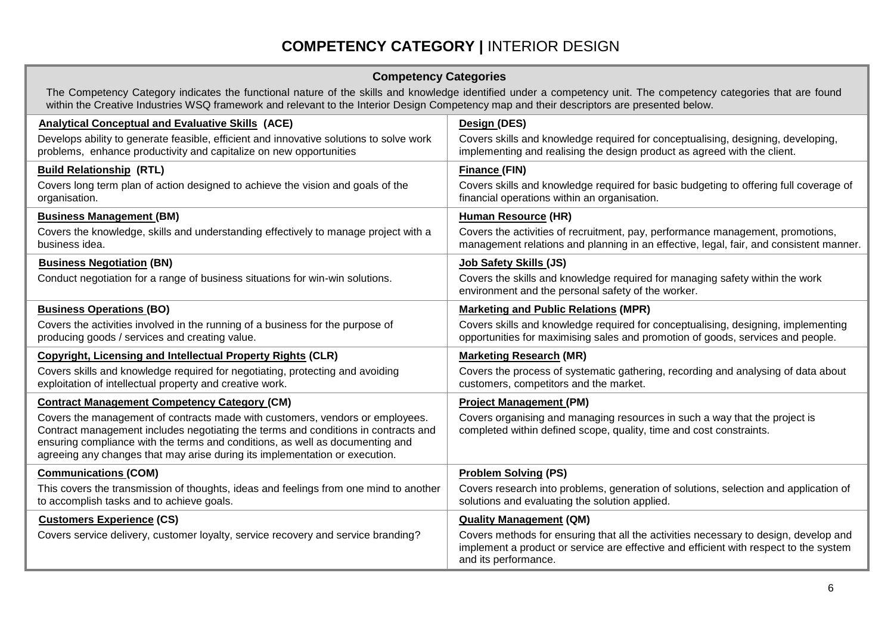# COMPETENCY CATEGORY | INTERIOR DESIGN

## Competency Categories

The Competency Category indicates the functional nature of the skills and knowledge identified under a competency unit. The competency categories that are found within the Creative Industries WSQ framework and relevant to the Interior Design Competency map and their descriptors are presented below.

**Analytical Conceptual and Evaluative Skills (ACE)**

Develops ability to generate feasible, efficient and innovative solutions to solve work problems, enhance productivity and capitalize on new opportunities

**Build Relationship (RTL)**

Covers long term plan of action designed to achieve the vision and goals of the organisation.

**Business Management (BM)**

Covers the knowledge, skills and understanding effectively to manage project with a business idea.

**Business Negotiation (BN)**

Conduct negotiation for a range of business situations for win-win solutions.

**Business Operations (BO)**

Covers the activities involved in the running of a business for the purpose of producing goods / services and creating value.

**Copyright, Licensing and Intellectual Property Rights (CLR)**

Covers skills and knowledge required for negotiating, protecting and avoiding exploitation of intellectual property and creative work.

**Contract Management Competency Category (CM)**

Covers the management of contracts made with customers, vendors or employees. Contract management includes negotiating the terms and conditions in contracts and ensuring compliance with the terms and conditions, as well as documenting and agreeing any changes that may arise during its implementation or execution.

**Communications (COM)**

This covers the transmission of thoughts, ideas and feelings from one mind to another to accomplish tasks and to achieve goals.

**Customers Experience (CS)**

Covers service delivery, customer loyalty, service recovery and service branding?

**Design (DES)**

Covers skills and knowledge required for conceptualising, designing, developing, implementing and realising the design product as agreed with the client.

**Finance (FIN)**

Covers skills and knowledge required for basic budgeting to offering full coverage of financial operations within an organisation.

**Human Resource (HR)**

Covers the activities of recruitment, pay, performance management, promotions, management relations and planning in an effective, legal, fair, and consistent manner.

**Job Safety Skills (JS)**

Covers the skills and knowledge required for managing safety within the work environment and the personal safety of the worker.

**Marketing and Public Relations (MPR)**

Covers skills and knowledge required for conceptualising, designing, implementing opportunities for maximising sales and promotion of goods, services and people.

**Marketing Research (MR)**

Covers the process of systematic gathering, recording and analysing of data about customers, competitors and the market.

**Project Management (PM)**

Covers organising and managing resources in such a way that the project is completed within defined scope, quality, time and cost constraints.

**Problem Solving (PS)**

Covers research into problems, generation of solutions, selection and application of solutions and evaluating the solution applied.

**Quality Management (QM)**

Covers methods for ensuring that all the activities necessary to design, develop and implement a product or service are effective and efficient with respect to the system and its performance.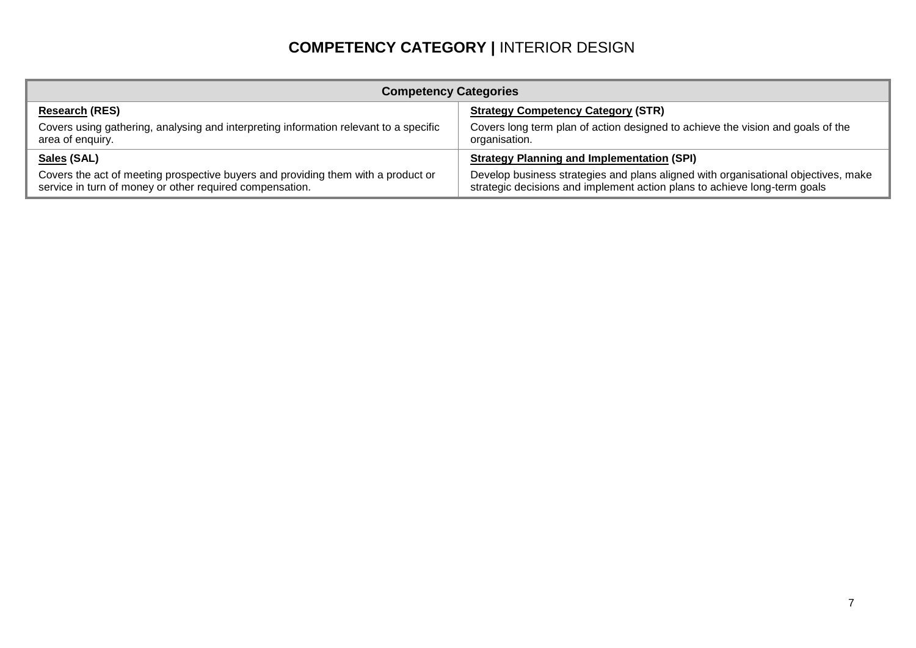# **COMPETENCY CATEGORY |** INTERIOR DESIGN

| Competency Categories | |
|---|---|
| **Research (RES)**<br>Covers using gathering, analysing and interpreting information relevant to a specific area of enquiry. | **Strategy Competency Category (STR)**<br>Covers long term plan of action designed to achieve the vision and goals of the organisation. |
| **Sales (SAL)**<br>Covers the act of meeting prospective buyers and providing them with a product or service in turn of money or other required compensation. | **Strategy Planning and Implementation (SPI)**<br>Develop business strategies and plans aligned with organisational objectives, make strategic decisions and implement action plans to achieve long-term goals |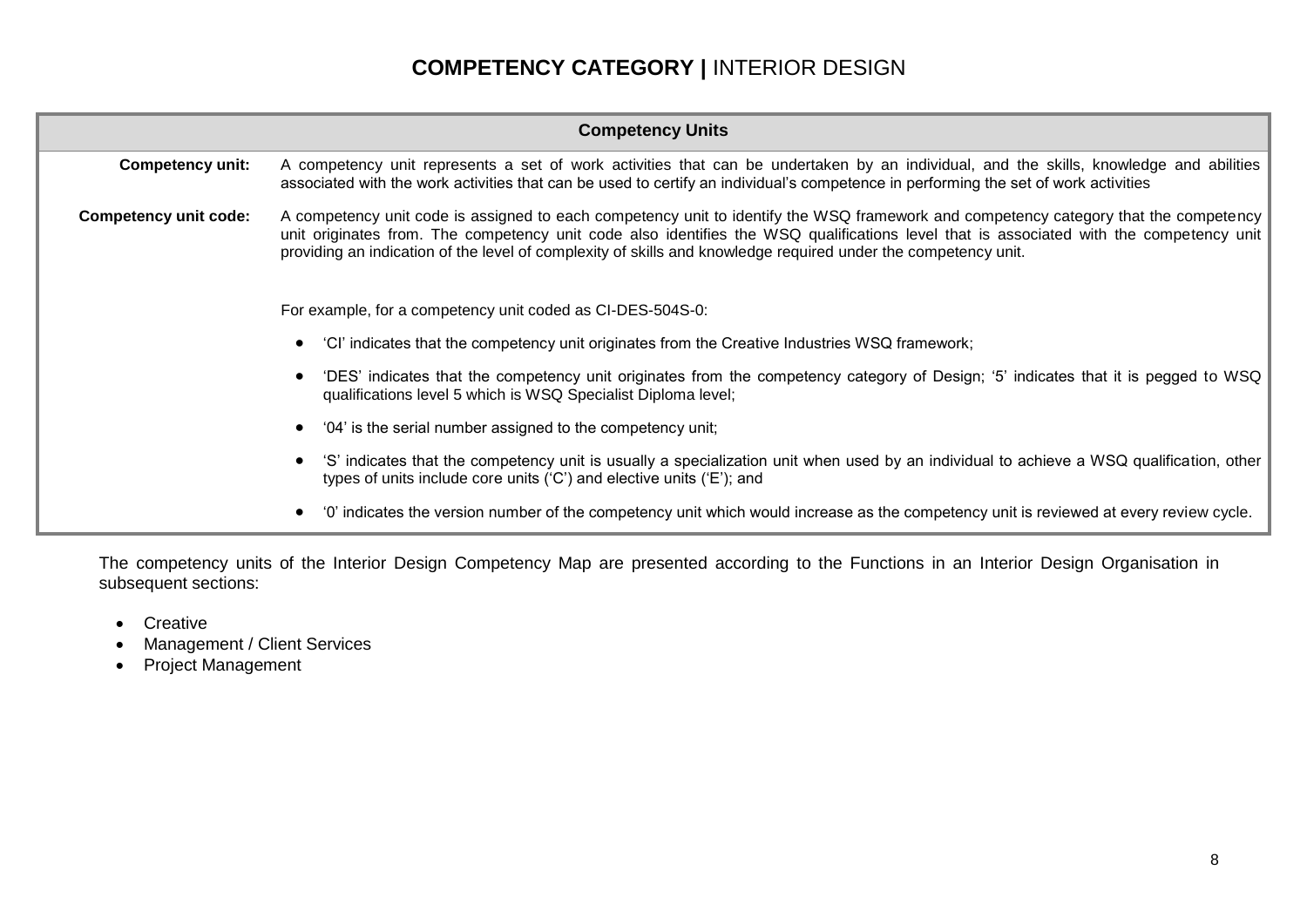# **COMPETENCY CATEGORY |** INTERIOR DESIGN

| Competency Units | |
|---|---|
| **Competency unit:** | A competency unit represents a set of work activities that can be undertaken by an individual, and the skills, knowledge and abilities associated with the work activities that can be used to certify an individual's competence in performing the set of work activities |
| **Competency unit code:** | A competency unit code is assigned to each competency unit to identify the WSQ framework and competency category that the competency unit originates from. The competency unit code also identifies the WSQ qualifications level that is associated with the competency unit providing an indication of the level of complexity of skills and knowledge required under the competency unit.<br><br>For example, for a competency unit coded as CI-DES-504S-0:<br><br>• 'CI' indicates that the competency unit originates from the Creative Industries WSQ framework;<br>• 'DES' indicates that the competency unit originates from the competency category of Design; '5' indicates that it is pegged to WSQ qualifications level 5 which is WSQ Specialist Diploma level;<br>• '04' is the serial number assigned to the competency unit;<br>• 'S' indicates that the competency unit is usually a specialization unit when used by an individual to achieve a WSQ qualification, other types of units include core units ('C') and elective units ('E'); and<br>• '0' indicates the version number of the competency unit which would increase as the competency unit is reviewed at every review cycle. |

The competency units of the Interior Design Competency Map are presented according to the Functions in an Interior Design Organisation in subsequent sections:

- Creative
- Management / Client Services
- Project Management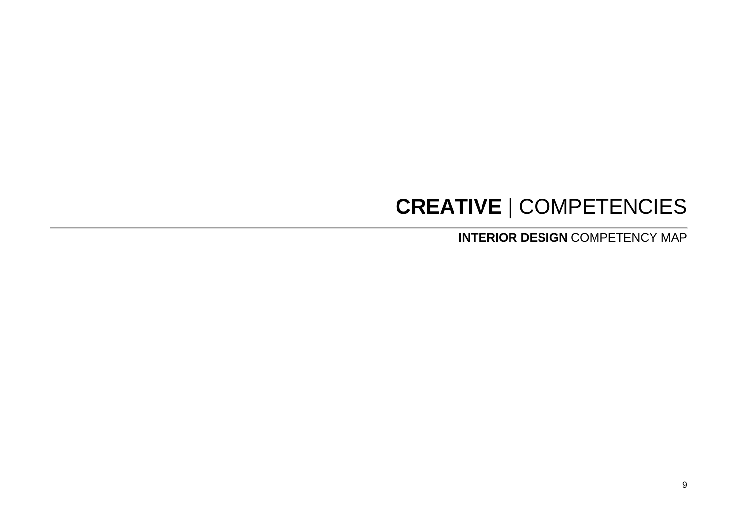# **CREATIVE** | COMPETENCIES

## **INTERIOR DESIGN** COMPETENCY MAP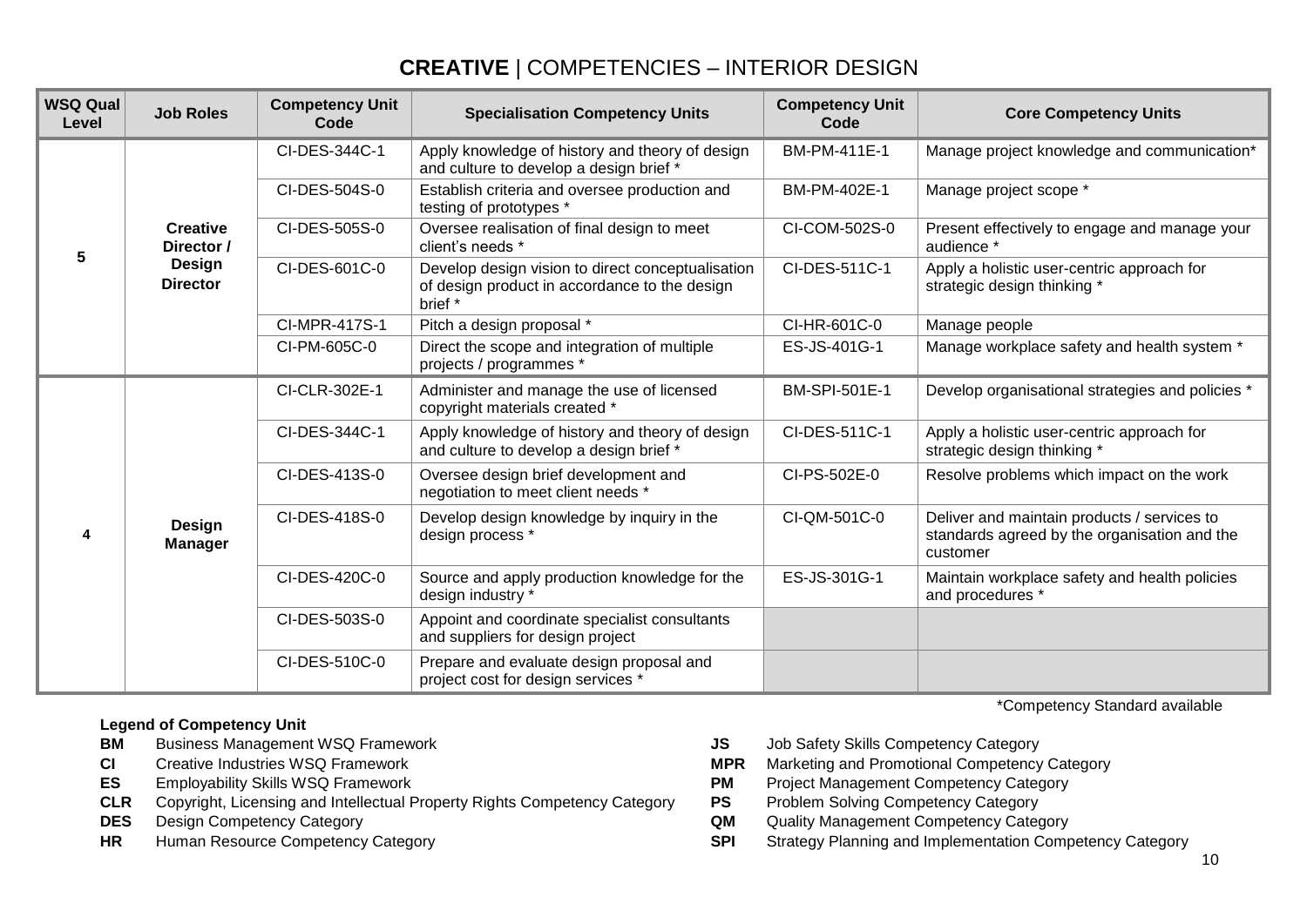# **CREATIVE** | COMPETENCIES – INTERIOR DESIGN

| WSQ Qual Level | Job Roles | Competency Unit Code | Specialisation Competency Units | Competency Unit Code | Core Competency Units |
|---|---|---|---|---|---|
| 5 | **Creative Director / Design Director** | CI-DES-344C-1 | Apply knowledge of history and theory of design and culture to develop a design brief * | BM-PM-411E-1 | Manage project knowledge and communication* |
| | | CI-DES-504S-0 | Establish criteria and oversee production and testing of prototypes * | BM-PM-402E-1 | Manage project scope * |
| | | CI-DES-505S-0 | Oversee realisation of final design to meet client's needs * | CI-COM-502S-0 | Present effectively to engage and manage your audience * |
| | | CI-DES-601C-0 | Develop design vision to direct conceptualisation of design product in accordance to the design brief * | CI-DES-511C-1 | Apply a holistic user-centric approach for strategic design thinking * |
| | | CI-MPR-417S-1 | Pitch a design proposal * | CI-HR-601C-0 | Manage people |
| | | CI-PM-605C-0 | Direct the scope and integration of multiple projects / programmes * | ES-JS-401G-1 | Manage workplace safety and health system * |
| 4 | **Design Manager** | CI-CLR-302E-1 | Administer and manage the use of licensed copyright materials created * | BM-SPI-501E-1 | Develop organisational strategies and policies * |
| | | CI-DES-344C-1 | Apply knowledge of history and theory of design and culture to develop a design brief * | CI-DES-511C-1 | Apply a holistic user-centric approach for strategic design thinking * |
| | | CI-DES-413S-0 | Oversee design brief development and negotiation to meet client needs * | CI-PS-502E-0 | Resolve problems which impact on the work |
| | | CI-DES-418S-0 | Develop design knowledge by inquiry in the design process * | CI-QM-501C-0 | Deliver and maintain products / services to standards agreed by the organisation and the customer |
| | | CI-DES-420C-0 | Source and apply production knowledge for the design industry * | ES-JS-301G-1 | Maintain workplace safety and health policies and procedures * |
| | | CI-DES-503S-0 | Appoint and coordinate specialist consultants and suppliers for design project | | |
| | | CI-DES-510C-0 | Prepare and evaluate design proposal and project cost for design services * | | |

*Competency Standard available

**Legend of Competency Unit**

- **BM** Business Management WSQ Framework
- **CI** Creative Industries WSQ Framework
- **ES** Employability Skills WSQ Framework
- **CLR** Copyright, Licensing and Intellectual Property Rights Competency Category
- **DES** Design Competency Category
- **HR** Human Resource Competency Category
- **JS** Job Safety Skills Competency Category
- **MPR** Marketing and Promotional Competency Category
- **PM** Project Management Competency Category
- **PS** Problem Solving Competency Category
- **QM** Quality Management Competency Category
- **SPI** Strategy Planning and Implementation Competency Category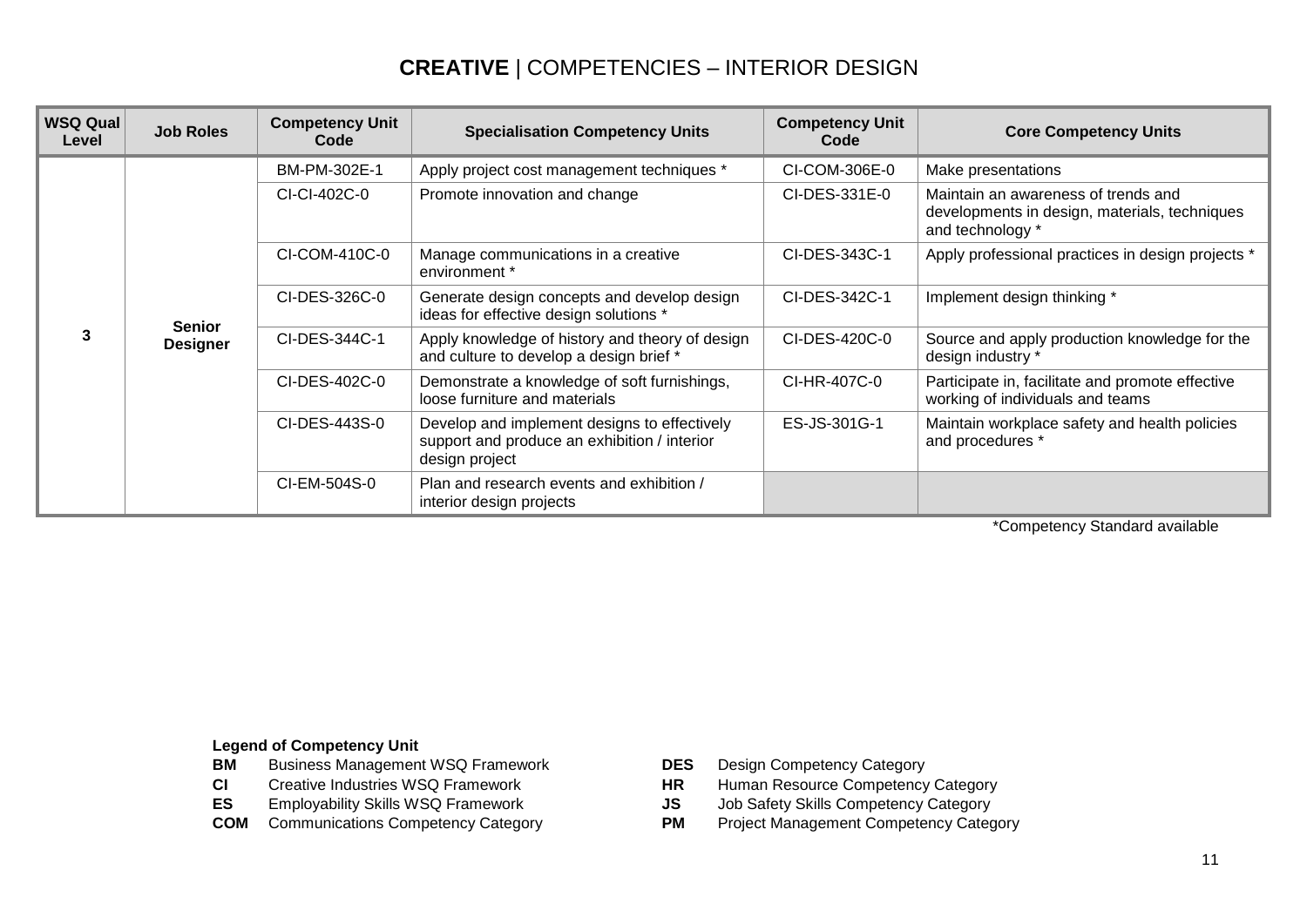# **CREATIVE** | COMPETENCIES – INTERIOR DESIGN

| WSQ Qual Level | Job Roles | Competency Unit Code | Specialisation Competency Units | Competency Unit Code | Core Competency Units |
|---|---|---|---|---|---|
| 3 | **Senior Designer** | BM-PM-302E-1 | Apply project cost management techniques * | CI-COM-306E-0 | Make presentations |
| | | CI-CI-402C-0 | Promote innovation and change | CI-DES-331E-0 | Maintain an awareness of trends and developments in design, materials, techniques and technology * |
| | | CI-COM-410C-0 | Manage communications in a creative environment * | CI-DES-343C-1 | Apply professional practices in design projects * |
| | | CI-DES-326C-0 | Generate design concepts and develop design ideas for effective design solutions * | CI-DES-342C-1 | Implement design thinking * |
| | | CI-DES-344C-1 | Apply knowledge of history and theory of design and culture to develop a design brief * | CI-DES-420C-0 | Source and apply production knowledge for the design industry * |
| | | CI-DES-402C-0 | Demonstrate a knowledge of soft furnishings, loose furniture and materials | CI-HR-407C-0 | Participate in, facilitate and promote effective working of individuals and teams |
| | | CI-DES-443S-0 | Develop and implement designs to effectively support and produce an exhibition / interior design project | ES-JS-301G-1 | Maintain workplace safety and health policies and procedures * |
| | | CI-EM-504S-0 | Plan and research events and exhibition / interior design projects | | |

*Competency Standard available

**Legend of Competency Unit**

**BM** Business Management WSQ Framework
**CI** Creative Industries WSQ Framework
**ES** Employability Skills WSQ Framework
**COM** Communications Competency Category
**DES** Design Competency Category
**HR** Human Resource Competency Category
**JS** Job Safety Skills Competency Category
**PM** Project Management Competency Category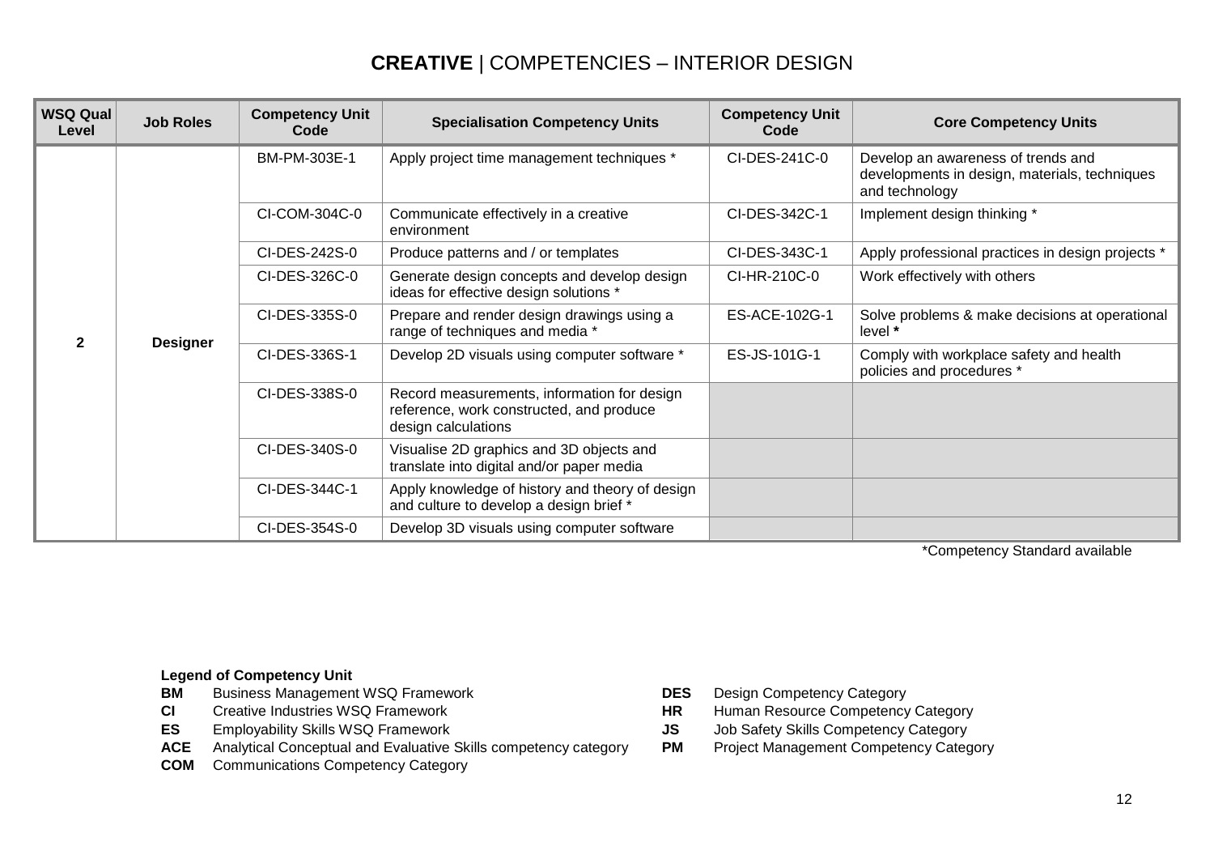# **CREATIVE** | COMPETENCIES – INTERIOR DESIGN

| WSQ Qual Level | Job Roles | Competency Unit Code | Specialisation Competency Units | Competency Unit Code | Core Competency Units |
|---|---|---|---|---|---|
| 2 | Designer | BM-PM-303E-1 | Apply project time management techniques * | CI-DES-241C-0 | Develop an awareness of trends and developments in design, materials, techniques and technology |
| | | CI-COM-304C-0 | Communicate effectively in a creative environment | CI-DES-342C-1 | Implement design thinking * |
| | | CI-DES-242S-0 | Produce patterns and / or templates | CI-DES-343C-1 | Apply professional practices in design projects * |
| | | CI-DES-326C-0 | Generate design concepts and develop design ideas for effective design solutions * | CI-HR-210C-0 | Work effectively with others |
| | | CI-DES-335S-0 | Prepare and render design drawings using a range of techniques and media * | ES-ACE-102G-1 | Solve problems & make decisions at operational level **\*** |
| | | CI-DES-336S-1 | Develop 2D visuals using computer software * | ES-JS-101G-1 | Comply with workplace safety and health policies and procedures * |
| | | CI-DES-338S-0 | Record measurements, information for design reference, work constructed, and produce design calculations | | |
| | | CI-DES-340S-0 | Visualise 2D graphics and 3D objects and translate into digital and/or paper media | | |
| | | CI-DES-344C-1 | Apply knowledge of history and theory of design and culture to develop a design brief * | | |
| | | CI-DES-354S-0 | Develop 3D visuals using computer software | | |

*Competency Standard available

**Legend of Competency Unit**

- **BM** Business Management WSQ Framework
- **CI** Creative Industries WSQ Framework
- **ES** Employability Skills WSQ Framework
- **ACE** Analytical Conceptual and Evaluative Skills competency category
- **COM** Communications Competency Category
- **DES** Design Competency Category
- **HR** Human Resource Competency Category
- **JS** Job Safety Skills Competency Category
- **PM** Project Management Competency Category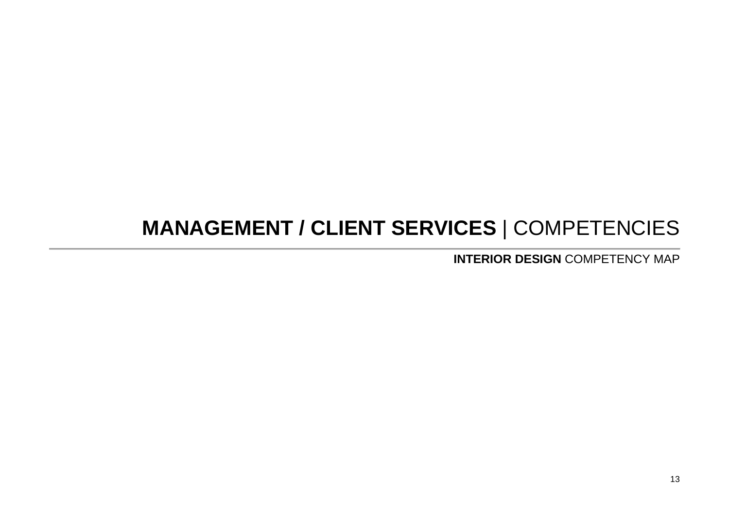# **MANAGEMENT / CLIENT SERVICES** | COMPETENCIES

**INTERIOR DESIGN** COMPETENCY MAP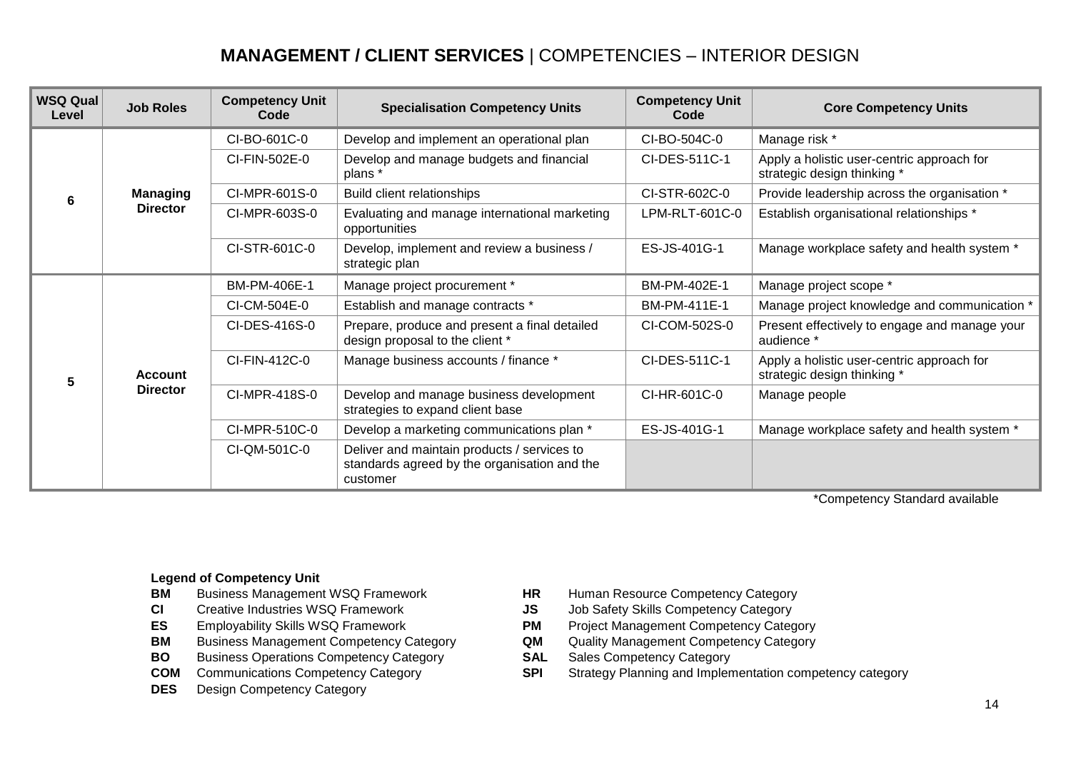# **MANAGEMENT / CLIENT SERVICES** | COMPETENCIES – INTERIOR DESIGN

| WSQ Qual Level | Job Roles | Competency Unit Code | Specialisation Competency Units | Competency Unit Code | Core Competency Units |
|---|---|---|---|---|---|
| 6 | Managing Director | CI-BO-601C-0 | Develop and implement an operational plan | CI-BO-504C-0 | Manage risk * |
| | | CI-FIN-502E-0 | Develop and manage budgets and financial plans * | CI-DES-511C-1 | Apply a holistic user-centric approach for strategic design thinking * |
| | | CI-MPR-601S-0 | Build client relationships | CI-STR-602C-0 | Provide leadership across the organisation * |
| | | CI-MPR-603S-0 | Evaluating and manage international marketing opportunities | LPM-RLT-601C-0 | Establish organisational relationships * |
| | | CI-STR-601C-0 | Develop, implement and review a business / strategic plan | ES-JS-401G-1 | Manage workplace safety and health system * |
| 5 | Account Director | BM-PM-406E-1 | Manage project procurement * | BM-PM-402E-1 | Manage project scope * |
| | | CI-CM-504E-0 | Establish and manage contracts * | BM-PM-411E-1 | Manage project knowledge and communication * |
| | | CI-DES-416S-0 | Prepare, produce and present a final detailed design proposal to the client * | CI-COM-502S-0 | Present effectively to engage and manage your audience * |
| | | CI-FIN-412C-0 | Manage business accounts / finance * | CI-DES-511C-1 | Apply a holistic user-centric approach for strategic design thinking * |
| | | CI-MPR-418S-0 | Develop and manage business development strategies to expand client base | CI-HR-601C-0 | Manage people |
| | | CI-MPR-510C-0 | Develop a marketing communications plan * | ES-JS-401G-1 | Manage workplace safety and health system * |
| | | CI-QM-501C-0 | Deliver and maintain products / services to standards agreed by the organisation and the customer | | |

*Competency Standard available

**Legend of Competency Unit**

- **BM** Business Management WSQ Framework
- **CI** Creative Industries WSQ Framework
- **ES** Employability Skills WSQ Framework
- **BM** Business Management Competency Category
- **BO** Business Operations Competency Category
- **COM** Communications Competency Category
- **DES** Design Competency Category
- **HR** Human Resource Competency Category
- **JS** Job Safety Skills Competency Category
- **PM** Project Management Competency Category
- **QM** Quality Management Competency Category
- **SAL** Sales Competency Category
- **SPI** Strategy Planning and Implementation competency category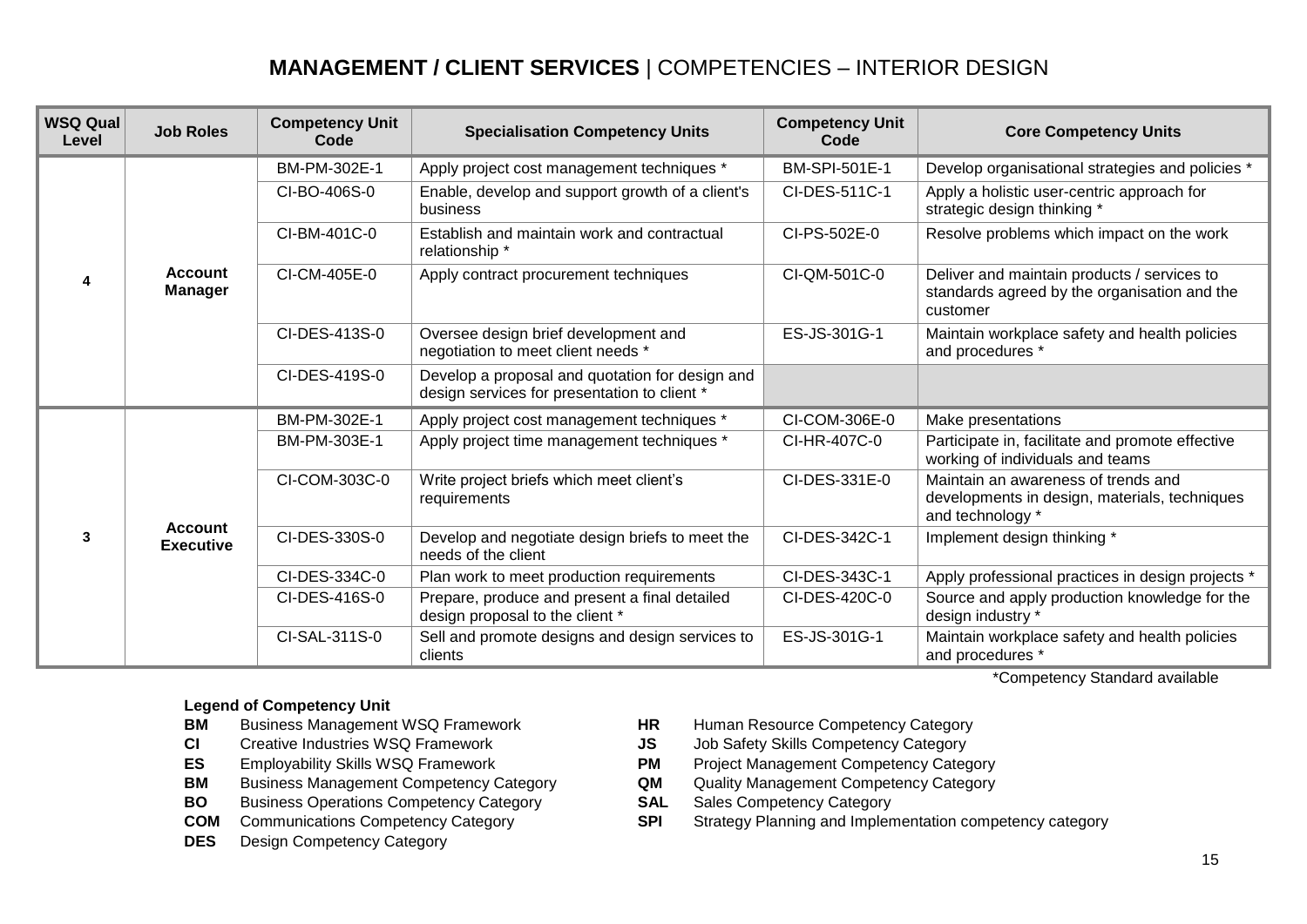# **MANAGEMENT / CLIENT SERVICES** | COMPETENCIES – INTERIOR DESIGN

| WSQ Qual Level | Job Roles | Competency Unit Code | Specialisation Competency Units | Competency Unit Code | Core Competency Units |
|---|---|---|---|---|---|
| 4 | Account Manager | BM-PM-302E-1 | Apply project cost management techniques * | BM-SPI-501E-1 | Develop organisational strategies and policies * |
| | | CI-BO-406S-0 | Enable, develop and support growth of a client's business | CI-DES-511C-1 | Apply a holistic user-centric approach for strategic design thinking * |
| | | CI-BM-401C-0 | Establish and maintain work and contractual relationship * | CI-PS-502E-0 | Resolve problems which impact on the work |
| | | CI-CM-405E-0 | Apply contract procurement techniques | CI-QM-501C-0 | Deliver and maintain products / services to standards agreed by the organisation and the customer |
| | | CI-DES-413S-0 | Oversee design brief development and negotiation to meet client needs * | ES-JS-301G-1 | Maintain workplace safety and health policies and procedures * |
| | | CI-DES-419S-0 | Develop a proposal and quotation for design and design services for presentation to client * | | |
| 3 | Account Executive | BM-PM-302E-1 | Apply project cost management techniques * | CI-COM-306E-0 | Make presentations |
| | | BM-PM-303E-1 | Apply project time management techniques * | CI-HR-407C-0 | Participate in, facilitate and promote effective working of individuals and teams |
| | | CI-COM-303C-0 | Write project briefs which meet client's requirements | CI-DES-331E-0 | Maintain an awareness of trends and developments in design, materials, techniques and technology * |
| | | CI-DES-330S-0 | Develop and negotiate design briefs to meet the needs of the client | CI-DES-342C-1 | Implement design thinking * |
| | | CI-DES-334C-0 | Plan work to meet production requirements | CI-DES-343C-1 | Apply professional practices in design projects * |
| | | CI-DES-416S-0 | Prepare, produce and present a final detailed design proposal to the client * | CI-DES-420C-0 | Source and apply production knowledge for the design industry * |
| | | CI-SAL-311S-0 | Sell and promote designs and design services to clients | ES-JS-301G-1 | Maintain workplace safety and health policies and procedures * |

*Competency Standard available

**Legend of Competency Unit**

**BM** Business Management WSQ Framework
**CI** Creative Industries WSQ Framework
**ES** Employability Skills WSQ Framework
**BM** Business Management Competency Category
**BO** Business Operations Competency Category
**COM** Communications Competency Category
**DES** Design Competency Category
**HR** Human Resource Competency Category
**JS** Job Safety Skills Competency Category
**PM** Project Management Competency Category
**QM** Quality Management Competency Category
**SAL** Sales Competency Category
**SPI** Strategy Planning and Implementation competency category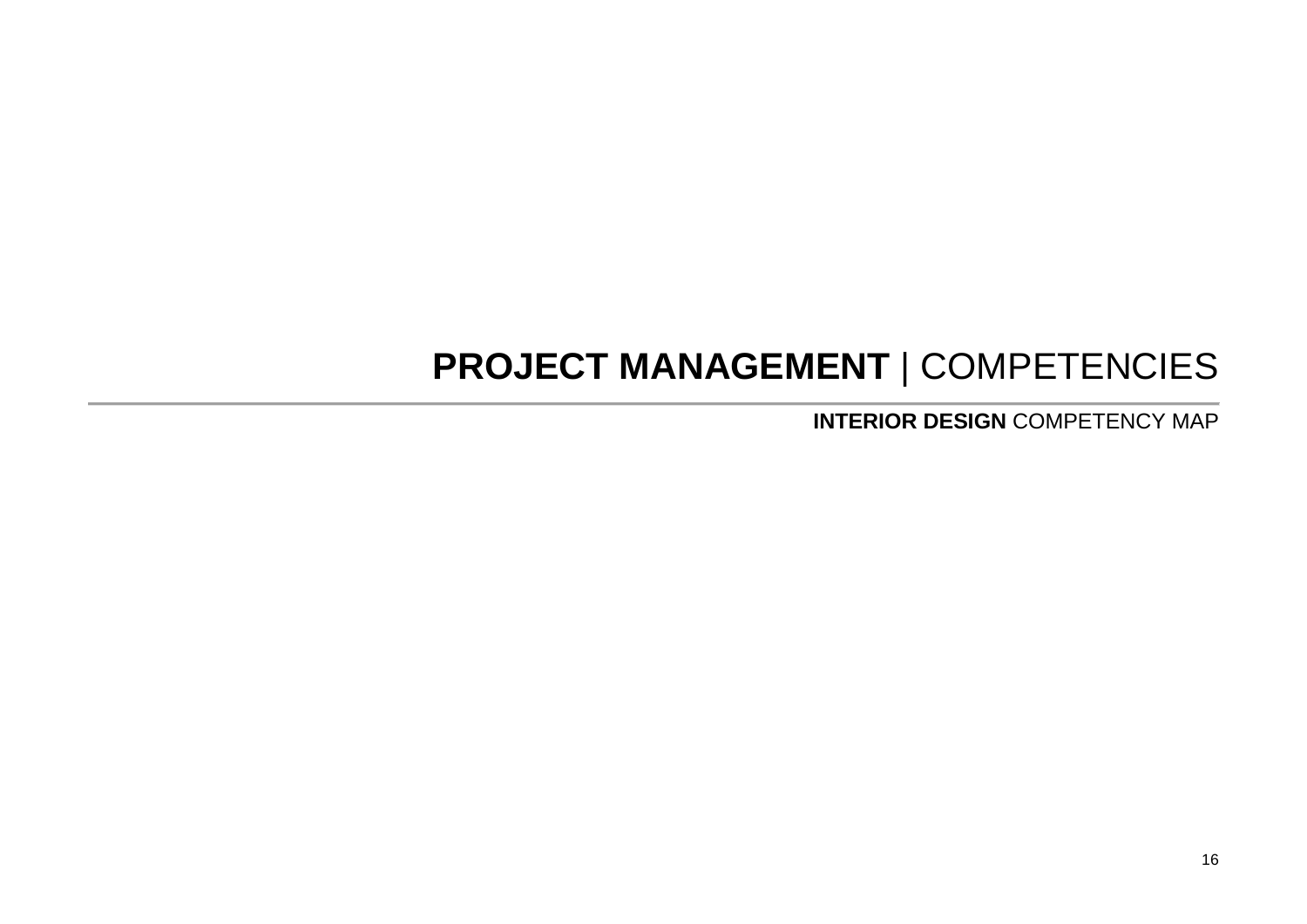# **PROJECT MANAGEMENT** | COMPETENCIES

**INTERIOR DESIGN** COMPETENCY MAP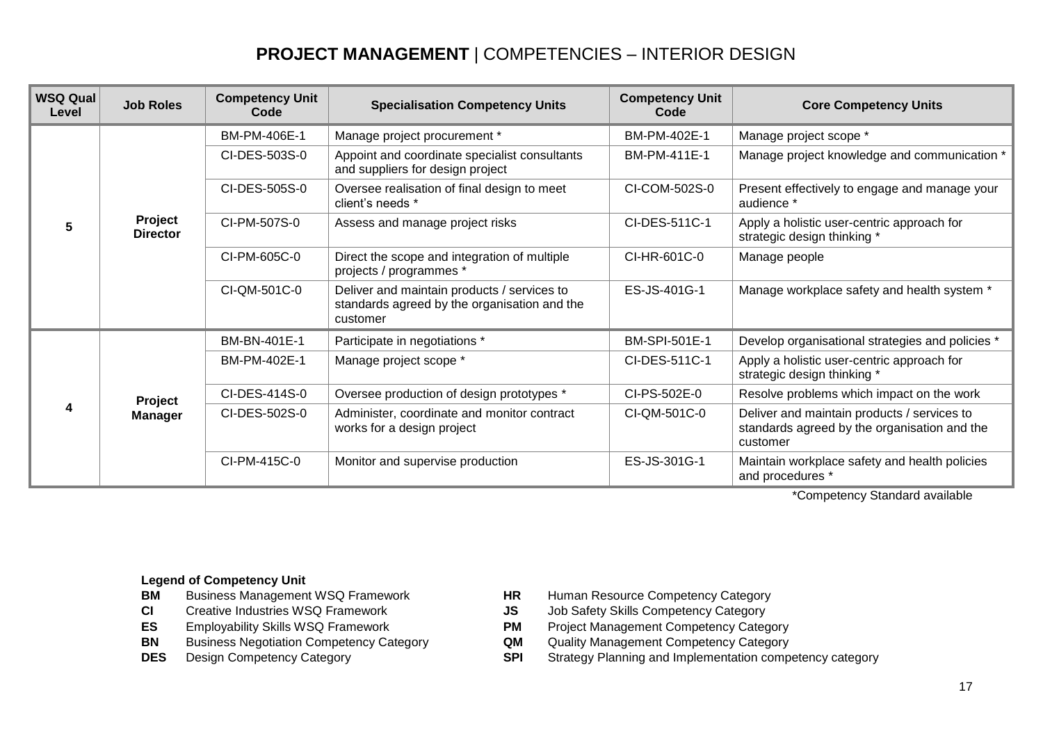# **PROJECT MANAGEMENT** | COMPETENCIES – INTERIOR DESIGN

| WSQ Qual Level | Job Roles | Competency Unit Code | Specialisation Competency Units | Competency Unit Code | Core Competency Units |
|---|---|---|---|---|---|
| 5 | **Project Director** | BM-PM-406E-1 | Manage project procurement * | BM-PM-402E-1 | Manage project scope * |
| | | CI-DES-503S-0 | Appoint and coordinate specialist consultants and suppliers for design project | BM-PM-411E-1 | Manage project knowledge and communication * |
| | | CI-DES-505S-0 | Oversee realisation of final design to meet client's needs * | CI-COM-502S-0 | Present effectively to engage and manage your audience * |
| | | CI-PM-507S-0 | Assess and manage project risks | CI-DES-511C-1 | Apply a holistic user-centric approach for strategic design thinking * |
| | | CI-PM-605C-0 | Direct the scope and integration of multiple projects / programmes * | CI-HR-601C-0 | Manage people |
| | | CI-QM-501C-0 | Deliver and maintain products / services to standards agreed by the organisation and the customer | ES-JS-401G-1 | Manage workplace safety and health system * |
| 4 | **Project Manager** | BM-BN-401E-1 | Participate in negotiations * | BM-SPI-501E-1 | Develop organisational strategies and policies * |
| | | BM-PM-402E-1 | Manage project scope * | CI-DES-511C-1 | Apply a holistic user-centric approach for strategic design thinking * |
| | | CI-DES-414S-0 | Oversee production of design prototypes * | CI-PS-502E-0 | Resolve problems which impact on the work |
| | | CI-DES-502S-0 | Administer, coordinate and monitor contract works for a design project | CI-QM-501C-0 | Deliver and maintain products / services to standards agreed by the organisation and the customer |
| | | CI-PM-415C-0 | Monitor and supervise production | ES-JS-301G-1 | Maintain workplace safety and health policies and procedures * |

*Competency Standard available

**Legend of Competency Unit**

| | | | |
|---|---|---|---|
| **BM** | Business Management WSQ Framework | **HR** | Human Resource Competency Category |
| **CI** | Creative Industries WSQ Framework | **JS** | Job Safety Skills Competency Category |
| **ES** | Employability Skills WSQ Framework | **PM** | Project Management Competency Category |
| **BN** | Business Negotiation Competency Category | **QM** | Quality Management Competency Category |
| **DES** | Design Competency Category | **SPI** | Strategy Planning and Implementation competency category |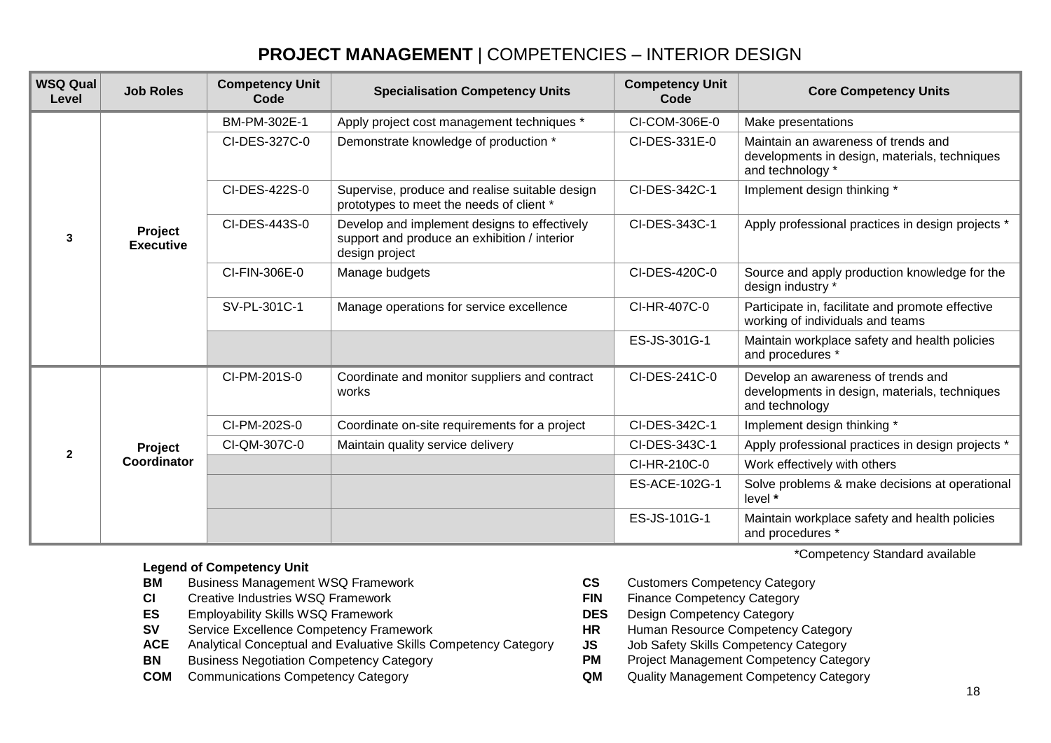# **PROJECT MANAGEMENT** | COMPETENCIES – INTERIOR DESIGN

| WSQ Qual Level | Job Roles | Competency Unit Code | Specialisation Competency Units | Competency Unit Code | Core Competency Units |
|---|---|---|---|---|---|
| 3 | **Project Executive** | BM-PM-302E-1 | Apply project cost management techniques * | CI-COM-306E-0 | Make presentations |
| | | CI-DES-327C-0 | Demonstrate knowledge of production * | CI-DES-331E-0 | Maintain an awareness of trends and developments in design, materials, techniques and technology * |
| | | CI-DES-422S-0 | Supervise, produce and realise suitable design prototypes to meet the needs of client * | CI-DES-342C-1 | Implement design thinking * |
| | | CI-DES-443S-0 | Develop and implement designs to effectively support and produce an exhibition / interior design project | CI-DES-343C-1 | Apply professional practices in design projects * |
| | | CI-FIN-306E-0 | Manage budgets | CI-DES-420C-0 | Source and apply production knowledge for the design industry * |
| | | SV-PL-301C-1 | Manage operations for service excellence | CI-HR-407C-0 | Participate in, facilitate and promote effective working of individuals and teams |
| | | | | ES-JS-301G-1 | Maintain workplace safety and health policies and procedures * |
| 2 | **Project Coordinator** | CI-PM-201S-0 | Coordinate and monitor suppliers and contract works | CI-DES-241C-0 | Develop an awareness of trends and developments in design, materials, techniques and technology |
| | | CI-PM-202S-0 | Coordinate on-site requirements for a project | CI-DES-342C-1 | Implement design thinking * |
| | | CI-QM-307C-0 | Maintain quality service delivery | CI-DES-343C-1 | Apply professional practices in design projects * |
| | | | | CI-HR-210C-0 | Work effectively with others |
| | | | | ES-ACE-102G-1 | Solve problems & make decisions at operational level **\*** |
| | | | | ES-JS-101G-1 | Maintain workplace safety and health policies and procedures * |

*Competency Standard available

**Legend of Competency Unit**

- **BM** Business Management WSQ Framework
- **CI** Creative Industries WSQ Framework
- **ES** Employability Skills WSQ Framework
- **SV** Service Excellence Competency Framework
- **ACE** Analytical Conceptual and Evaluative Skills Competency Category
- **BN** Business Negotiation Competency Category
- **COM** Communications Competency Category
- **CS** Customers Competency Category
- **FIN** Finance Competency Category
- **DES** Design Competency Category
- **HR** Human Resource Competency Category
- **JS** Job Safety Skills Competency Category
- **PM** Project Management Competency Category
- **QM** Quality Management Competency Category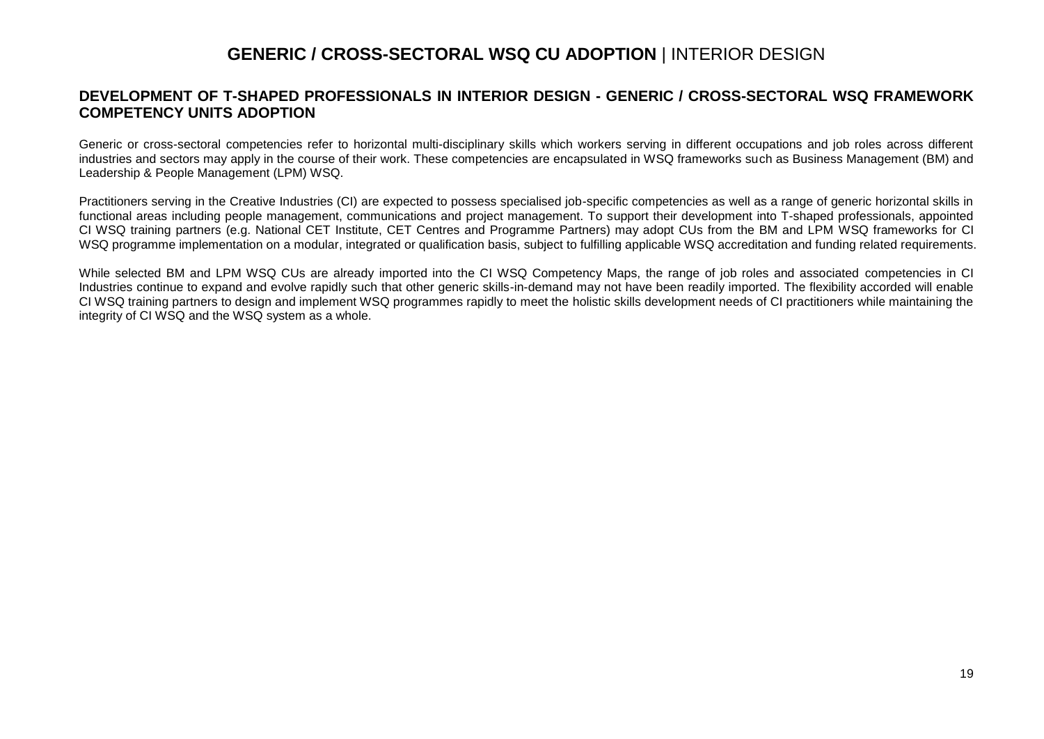# **GENERIC / CROSS-SECTORAL WSQ CU ADOPTION** | INTERIOR DESIGN

## DEVELOPMENT OF T-SHAPED PROFESSIONALS IN INTERIOR DESIGN - GENERIC / CROSS-SECTORAL WSQ FRAMEWORK COMPETENCY UNITS ADOPTION

Generic or cross-sectoral competencies refer to horizontal multi-disciplinary skills which workers serving in different occupations and job roles across different industries and sectors may apply in the course of their work. These competencies are encapsulated in WSQ frameworks such as Business Management (BM) and Leadership & People Management (LPM) WSQ.

Practitioners serving in the Creative Industries (CI) are expected to possess specialised job-specific competencies as well as a range of generic horizontal skills in functional areas including people management, communications and project management. To support their development into T-shaped professionals, appointed CI WSQ training partners (e.g. National CET Institute, CET Centres and Programme Partners) may adopt CUs from the BM and LPM WSQ frameworks for CI WSQ programme implementation on a modular, integrated or qualification basis, subject to fulfilling applicable WSQ accreditation and funding related requirements.

While selected BM and LPM WSQ CUs are already imported into the CI WSQ Competency Maps, the range of job roles and associated competencies in CI Industries continue to expand and evolve rapidly such that other generic skills-in-demand may not have been readily imported. The flexibility accorded will enable CI WSQ training partners to design and implement WSQ programmes rapidly to meet the holistic skills development needs of CI practitioners while maintaining the integrity of CI WSQ and the WSQ system as a whole.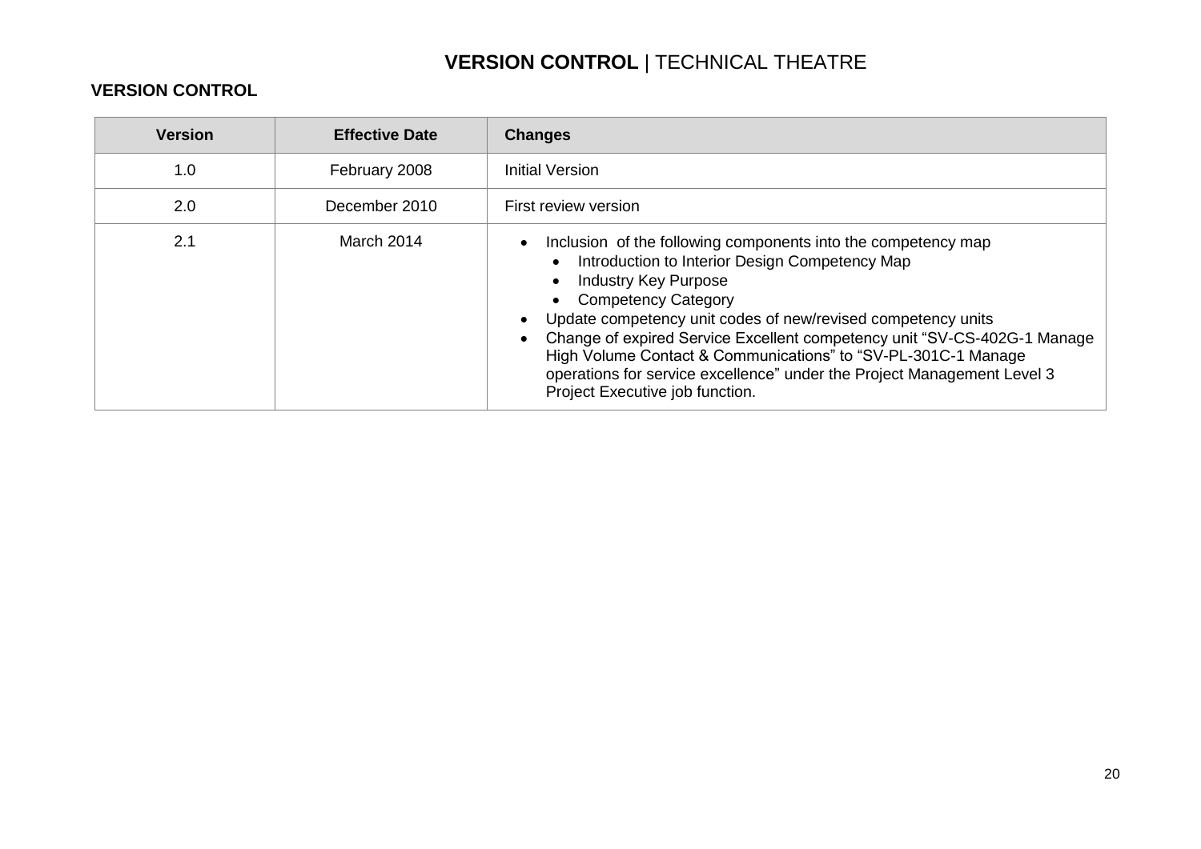## VERSION CONTROL

| Version | Effective Date | Changes |
|---|---|---|
| 1.0 | February 2008 | Initial Version |
| 2.0 | December 2010 | First review version |
| 2.1 | March 2014 | • Inclusion of the following components into the competency map<br>  • Introduction to Interior Design Competency Map<br>  • Industry Key Purpose<br>  • Competency Category<br>• Update competency unit codes of new/revised competency units<br>• Change of expired Service Excellent competency unit "SV-CS-402G-1 Manage High Volume Contact & Communications" to "SV-PL-301C-1 Manage operations for service excellence" under the Project Management Level 3 Project Executive job function. |